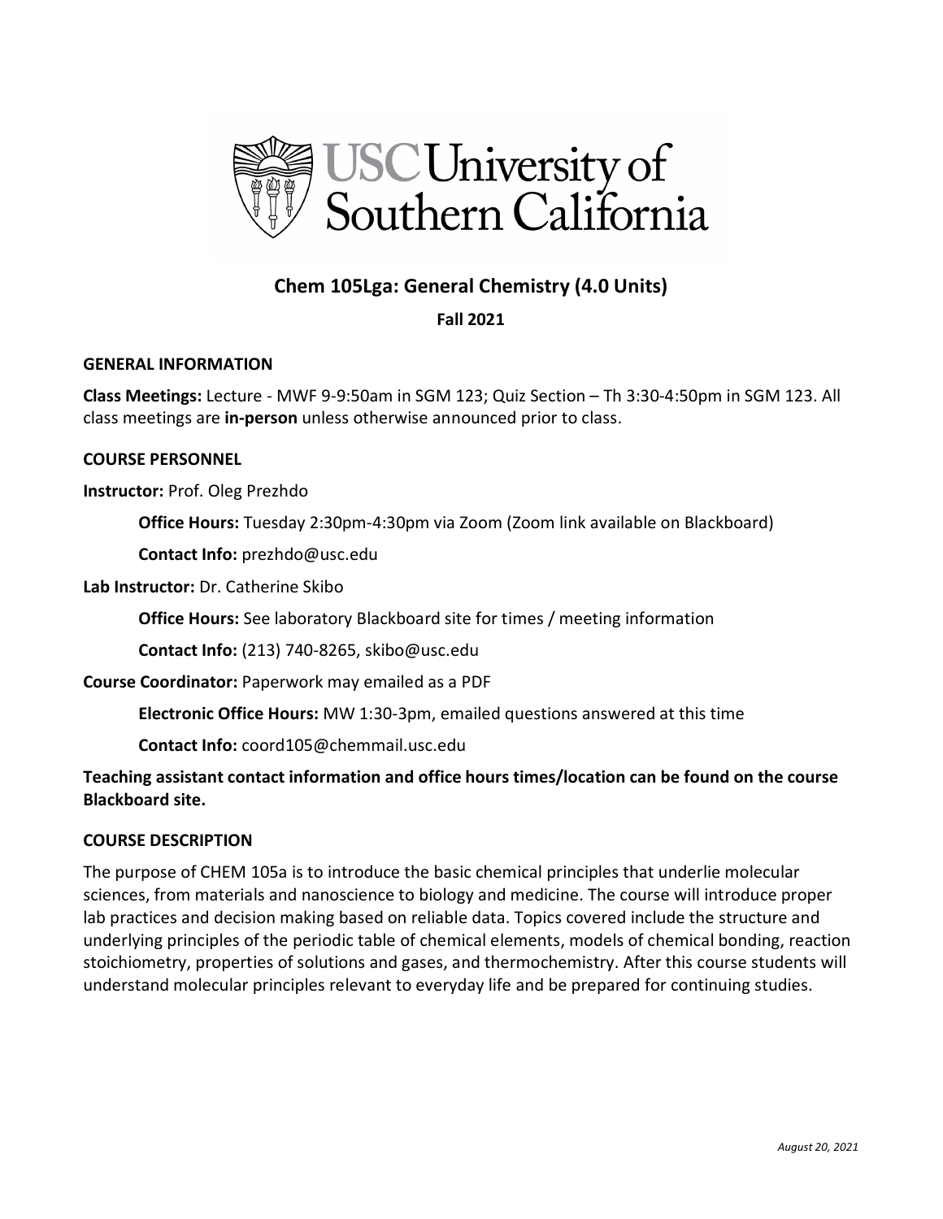# Chem 105Lga: General Chemistry (4.0 Units)

**Fall 2021**

## GENERAL INFORMATION

**Class Meetings:** Lecture - MWF 9-9:50am in SGM 123; Quiz Section – Th 3:30-4:50pm in SGM 123. All class meetings are **in-person** unless otherwise announced prior to class.

## COURSE PERSONNEL

**Instructor:** Prof. Oleg Prezhdo

**Office Hours:** Tuesday 2:30pm-4:30pm via Zoom (Zoom link available on Blackboard)

**Contact Info:** prezhdo@usc.edu

**Lab Instructor:** Dr. Catherine Skibo

**Office Hours:** See laboratory Blackboard site for times / meeting information

**Contact Info:** (213) 740-8265, skibo@usc.edu

**Course Coordinator:** Paperwork may emailed as a PDF

**Electronic Office Hours:** MW 1:30-3pm, emailed questions answered at this time

**Contact Info:** coord105@chemmail.usc.edu

**Teaching assistant contact information and office hours times/location can be found on the course Blackboard site.**

## COURSE DESCRIPTION

The purpose of CHEM 105a is to introduce the basic chemical principles that underlie molecular sciences, from materials and nanoscience to biology and medicine. The course will introduce proper lab practices and decision making based on reliable data. Topics covered include the structure and underlying principles of the periodic table of chemical elements, models of chemical bonding, reaction stoichiometry, properties of solutions and gases, and thermochemistry. After this course students will understand molecular principles relevant to everyday life and be prepared for continuing studies.

*August 20, 2021*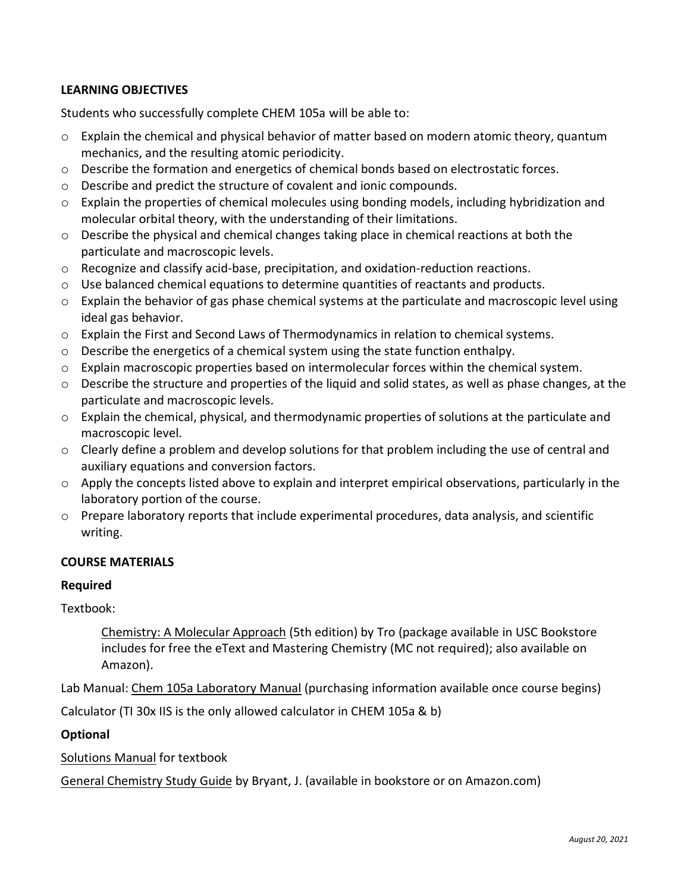## LEARNING OBJECTIVES

Students who successfully complete CHEM 105a will be able to:

- Explain the chemical and physical behavior of matter based on modern atomic theory, quantum mechanics, and the resulting atomic periodicity.
- Describe the formation and energetics of chemical bonds based on electrostatic forces.
- Describe and predict the structure of covalent and ionic compounds.
- Explain the properties of chemical molecules using bonding models, including hybridization and molecular orbital theory, with the understanding of their limitations.
- Describe the physical and chemical changes taking place in chemical reactions at both the particulate and macroscopic levels.
- Recognize and classify acid-base, precipitation, and oxidation-reduction reactions.
- Use balanced chemical equations to determine quantities of reactants and products.
- Explain the behavior of gas phase chemical systems at the particulate and macroscopic level using ideal gas behavior.
- Explain the First and Second Laws of Thermodynamics in relation to chemical systems.
- Describe the energetics of a chemical system using the state function enthalpy.
- Explain macroscopic properties based on intermolecular forces within the chemical system.
- Describe the structure and properties of the liquid and solid states, as well as phase changes, at the particulate and macroscopic levels.
- Explain the chemical, physical, and thermodynamic properties of solutions at the particulate and macroscopic level.
- Clearly define a problem and develop solutions for that problem including the use of central and auxiliary equations and conversion factors.
- Apply the concepts listed above to explain and interpret empirical observations, particularly in the laboratory portion of the course.
- Prepare laboratory reports that include experimental procedures, data analysis, and scientific writing.

## COURSE MATERIALS

### Required

Textbook:

> Chemistry: A Molecular Approach (5th edition) by Tro (package available in USC Bookstore includes for free the eText and Mastering Chemistry (MC not required); also available on Amazon).

Lab Manual: Chem 105a Laboratory Manual (purchasing information available once course begins)

Calculator (TI 30x IIS is the only allowed calculator in CHEM 105a & b)

### Optional

Solutions Manual for textbook

General Chemistry Study Guide by Bryant, J. (available in bookstore or on Amazon.com)

*August 20, 2021*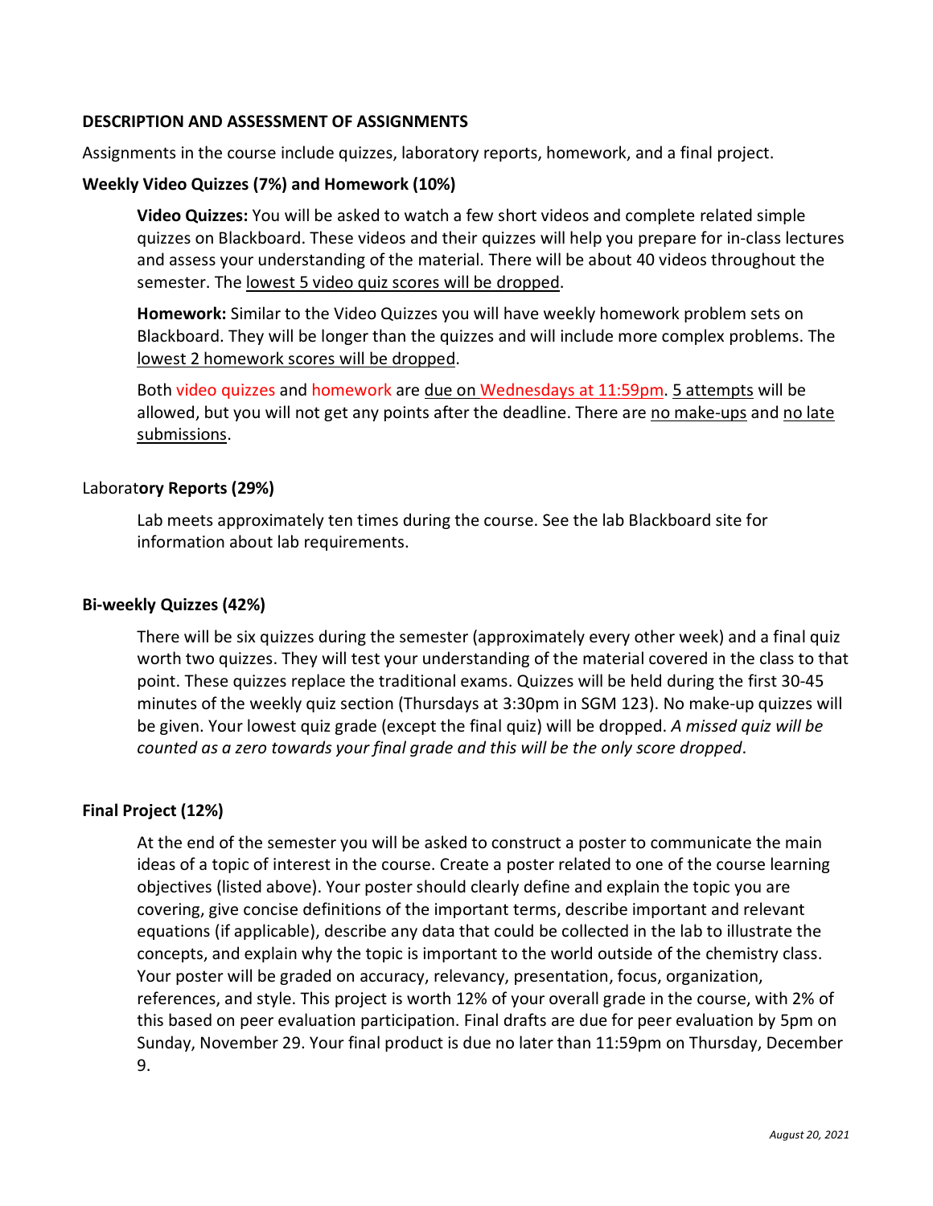## DESCRIPTION AND ASSESSMENT OF ASSIGNMENTS

Assignments in the course include quizzes, laboratory reports, homework, and a final project.

### Weekly Video Quizzes (7%) and Homework (10%)

**Video Quizzes:** You will be asked to watch a few short videos and complete related simple quizzes on Blackboard. These videos and their quizzes will help you prepare for in-class lectures and assess your understanding of the material. There will be about 40 videos throughout the semester. The lowest 5 video quiz scores will be dropped.

**Homework:** Similar to the Video Quizzes you will have weekly homework problem sets on Blackboard. They will be longer than the quizzes and will include more complex problems. The lowest 2 homework scores will be dropped.

Both video quizzes and homework are due on Wednesdays at 11:59pm. 5 attempts will be allowed, but you will not get any points after the deadline. There are no make-ups and no late submissions.

### Laboratory Reports (29%)

Lab meets approximately ten times during the course. See the lab Blackboard site for information about lab requirements.

### Bi-weekly Quizzes (42%)

There will be six quizzes during the semester (approximately every other week) and a final quiz worth two quizzes. They will test your understanding of the material covered in the class to that point. These quizzes replace the traditional exams. Quizzes will be held during the first 30-45 minutes of the weekly quiz section (Thursdays at 3:30pm in SGM 123). No make-up quizzes will be given. Your lowest quiz grade (except the final quiz) will be dropped. *A missed quiz will be counted as a zero towards your final grade and this will be the only score dropped*.

### Final Project (12%)

At the end of the semester you will be asked to construct a poster to communicate the main ideas of a topic of interest in the course. Create a poster related to one of the course learning objectives (listed above). Your poster should clearly define and explain the topic you are covering, give concise definitions of the important terms, describe important and relevant equations (if applicable), describe any data that could be collected in the lab to illustrate the concepts, and explain why the topic is important to the world outside of the chemistry class. Your poster will be graded on accuracy, relevancy, presentation, focus, organization, references, and style. This project is worth 12% of your overall grade in the course, with 2% of this based on peer evaluation participation. Final drafts are due for peer evaluation by 5pm on Sunday, November 29. Your final product is due no later than 11:59pm on Thursday, December 9.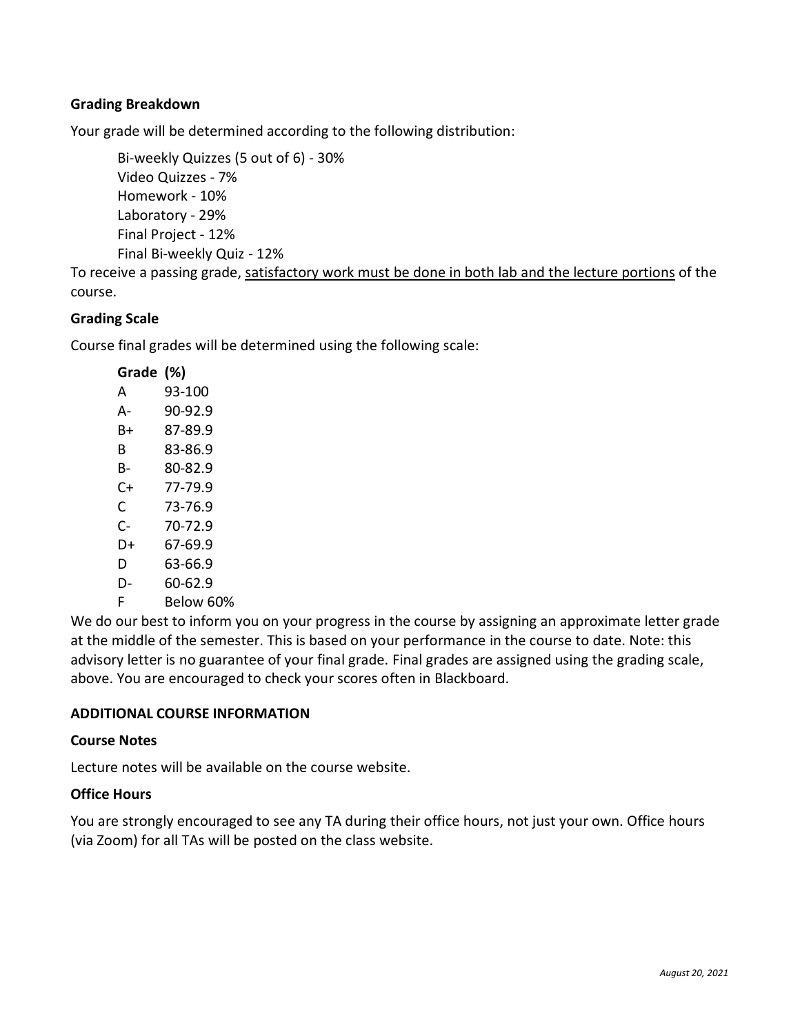### Grading Breakdown

Your grade will be determined according to the following distribution:

- Bi-weekly Quizzes (5 out of 6) - 30%
- Video Quizzes - 7%
- Homework - 10%
- Laboratory - 29%
- Final Project - 12%
- Final Bi-weekly Quiz - 12%

To receive a passing grade, <u>satisfactory work must be done in both lab and the lecture portions</u> of the course.

### Grading Scale

Course final grades will be determined using the following scale:

| Grade | (%) |
| --- | --- |
| A | 93-100 |
| A- | 90-92.9 |
| B+ | 87-89.9 |
| B | 83-86.9 |
| B- | 80-82.9 |
| C+ | 77-79.9 |
| C | 73-76.9 |
| C- | 70-72.9 |
| D+ | 67-69.9 |
| D | 63-66.9 |
| D- | 60-62.9 |
| F | Below 60% |

We do our best to inform you on your progress in the course by assigning an approximate letter grade at the middle of the semester. This is based on your performance in the course to date. Note: this advisory letter is no guarantee of your final grade. Final grades are assigned using the grading scale, above. You are encouraged to check your scores often in Blackboard.

## ADDITIONAL COURSE INFORMATION

### Course Notes

Lecture notes will be available on the course website.

### Office Hours

You are strongly encouraged to see any TA during their office hours, not just your own. Office hours (via Zoom) for all TAs will be posted on the class website.

*August 20, 2021*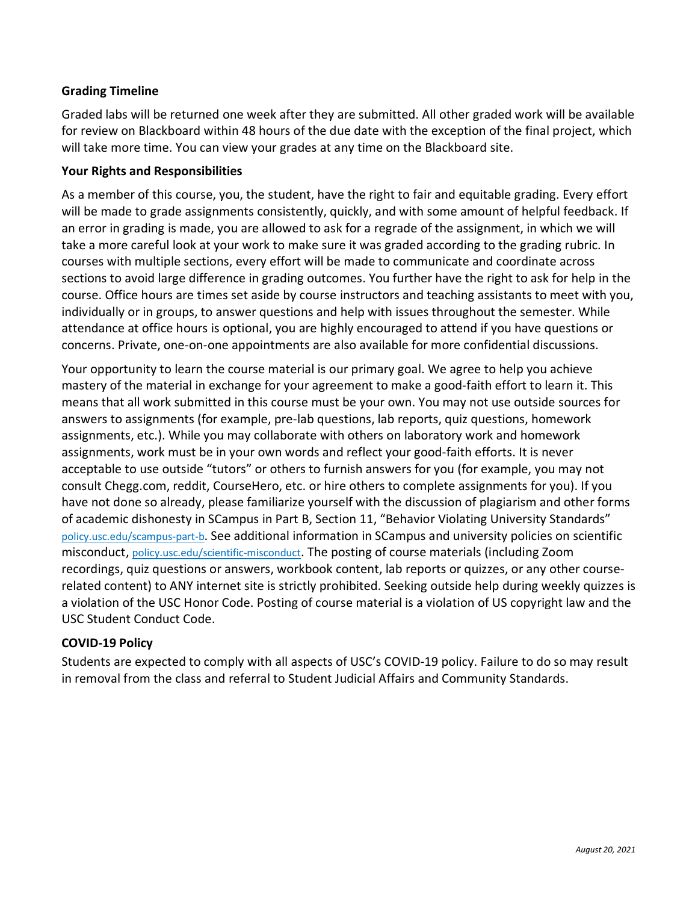### Grading Timeline

Graded labs will be returned one week after they are submitted. All other graded work will be available for review on Blackboard within 48 hours of the due date with the exception of the final project, which will take more time. You can view your grades at any time on the Blackboard site.

### Your Rights and Responsibilities

As a member of this course, you, the student, have the right to fair and equitable grading. Every effort will be made to grade assignments consistently, quickly, and with some amount of helpful feedback. If an error in grading is made, you are allowed to ask for a regrade of the assignment, in which we will take a more careful look at your work to make sure it was graded according to the grading rubric. In courses with multiple sections, every effort will be made to communicate and coordinate across sections to avoid large difference in grading outcomes. You further have the right to ask for help in the course. Office hours are times set aside by course instructors and teaching assistants to meet with you, individually or in groups, to answer questions and help with issues throughout the semester. While attendance at office hours is optional, you are highly encouraged to attend if you have questions or concerns. Private, one-on-one appointments are also available for more confidential discussions.

Your opportunity to learn the course material is our primary goal. We agree to help you achieve mastery of the material in exchange for your agreement to make a good-faith effort to learn it. This means that all work submitted in this course must be your own. You may not use outside sources for answers to assignments (for example, pre-lab questions, lab reports, quiz questions, homework assignments, etc.). While you may collaborate with others on laboratory work and homework assignments, work must be in your own words and reflect your good-faith efforts. It is never acceptable to use outside "tutors" or others to furnish answers for you (for example, you may not consult Chegg.com, reddit, CourseHero, etc. or hire others to complete assignments for you). If you have not done so already, please familiarize yourself with the discussion of plagiarism and other forms of academic dishonesty in SCampus in Part B, Section 11, "Behavior Violating University Standards" policy.usc.edu/scampus-part-b. See additional information in SCampus and university policies on scientific misconduct, policy.usc.edu/scientific-misconduct. The posting of course materials (including Zoom recordings, quiz questions or answers, workbook content, lab reports or quizzes, or any other course-related content) to ANY internet site is strictly prohibited. Seeking outside help during weekly quizzes is a violation of the USC Honor Code. Posting of course material is a violation of US copyright law and the USC Student Conduct Code.

### COVID-19 Policy

Students are expected to comply with all aspects of USC's COVID-19 policy. Failure to do so may result in removal from the class and referral to Student Judicial Affairs and Community Standards.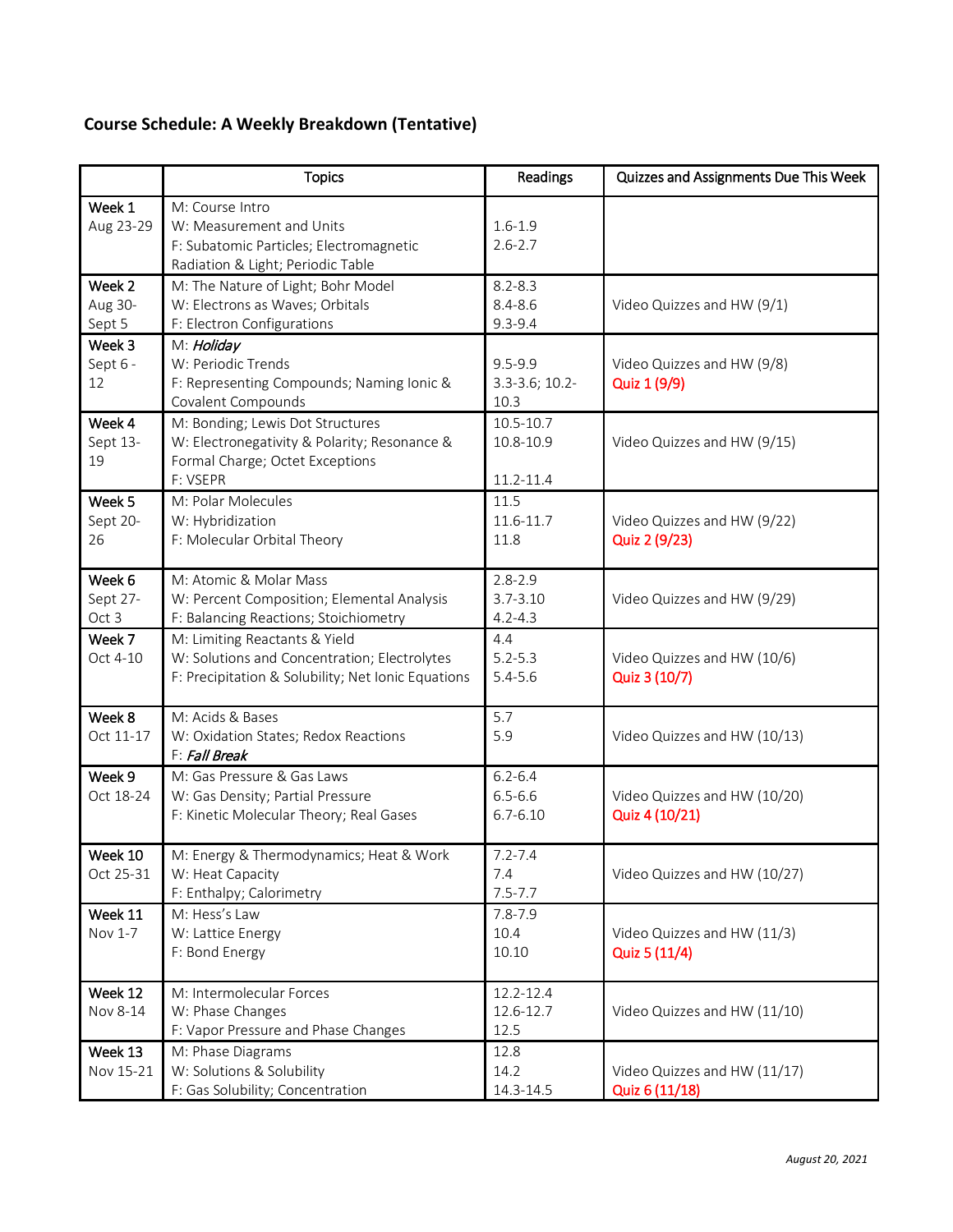## Course Schedule: A Weekly Breakdown (Tentative)

| | Topics | Readings | Quizzes and Assignments Due This Week |
|---|---|---|---|
| Week 1<br>Aug 23-29 | M: Course Intro<br>W: Measurement and Units<br>F: Subatomic Particles; Electromagnetic Radiation & Light; Periodic Table | <br>1.6-1.9<br>2.6-2.7 | |
| Week 2<br>Aug 30-Sept 5 | M: The Nature of Light; Bohr Model<br>W: Electrons as Waves; Orbitals<br>F: Electron Configurations | 8.2-8.3<br>8.4-8.6<br>9.3-9.4 | Video Quizzes and HW (9/1) |
| Week 3<br>Sept 6 - 12 | M: *Holiday*<br>W: Periodic Trends<br>F: Representing Compounds; Naming Ionic & Covalent Compounds | <br>9.5-9.9<br>3.3-3.6; 10.2-10.3 | Video Quizzes and HW (9/8)<br>Quiz 1 (9/9) |
| Week 4<br>Sept 13-19 | M: Bonding; Lewis Dot Structures<br>W: Electronegativity & Polarity; Resonance & Formal Charge; Octet Exceptions<br>F: VSEPR | 10.5-10.7<br>10.8-10.9<br><br>11.2-11.4 | Video Quizzes and HW (9/15) |
| Week 5<br>Sept 20-26 | M: Polar Molecules<br>W: Hybridization<br>F: Molecular Orbital Theory | 11.5<br>11.6-11.7<br>11.8 | Video Quizzes and HW (9/22)<br>Quiz 2 (9/23) |
| Week 6<br>Sept 27-Oct 3 | M: Atomic & Molar Mass<br>W: Percent Composition; Elemental Analysis<br>F: Balancing Reactions; Stoichiometry | 2.8-2.9<br>3.7-3.10<br>4.2-4.3 | Video Quizzes and HW (9/29) |
| Week 7<br>Oct 4-10 | M: Limiting Reactants & Yield<br>W: Solutions and Concentration; Electrolytes<br>F: Precipitation & Solubility; Net Ionic Equations | 4.4<br>5.2-5.3<br>5.4-5.6 | Video Quizzes and HW (10/6)<br>Quiz 3 (10/7) |
| Week 8<br>Oct 11-17 | M: Acids & Bases<br>W: Oxidation States; Redox Reactions<br>F: *Fall Break* | 5.7<br>5.9 | Video Quizzes and HW (10/13) |
| Week 9<br>Oct 18-24 | M: Gas Pressure & Gas Laws<br>W: Gas Density; Partial Pressure<br>F: Kinetic Molecular Theory; Real Gases | 6.2-6.4<br>6.5-6.6<br>6.7-6.10 | Video Quizzes and HW (10/20)<br>Quiz 4 (10/21) |
| Week 10<br>Oct 25-31 | M: Energy & Thermodynamics; Heat & Work<br>W: Heat Capacity<br>F: Enthalpy; Calorimetry | 7.2-7.4<br>7.4<br>7.5-7.7 | Video Quizzes and HW (10/27) |
| Week 11<br>Nov 1-7 | M: Hess's Law<br>W: Lattice Energy<br>F: Bond Energy | 7.8-7.9<br>10.4<br>10.10 | Video Quizzes and HW (11/3)<br>Quiz 5 (11/4) |
| Week 12<br>Nov 8-14 | M: Intermolecular Forces<br>W: Phase Changes<br>F: Vapor Pressure and Phase Changes | 12.2-12.4<br>12.6-12.7<br>12.5 | Video Quizzes and HW (11/10) |
| Week 13<br>Nov 15-21 | M: Phase Diagrams<br>W: Solutions & Solubility<br>F: Gas Solubility; Concentration | 12.8<br>14.2<br>14.3-14.5 | Video Quizzes and HW (11/17)<br>Quiz 6 (11/18) |

*August 20, 2021*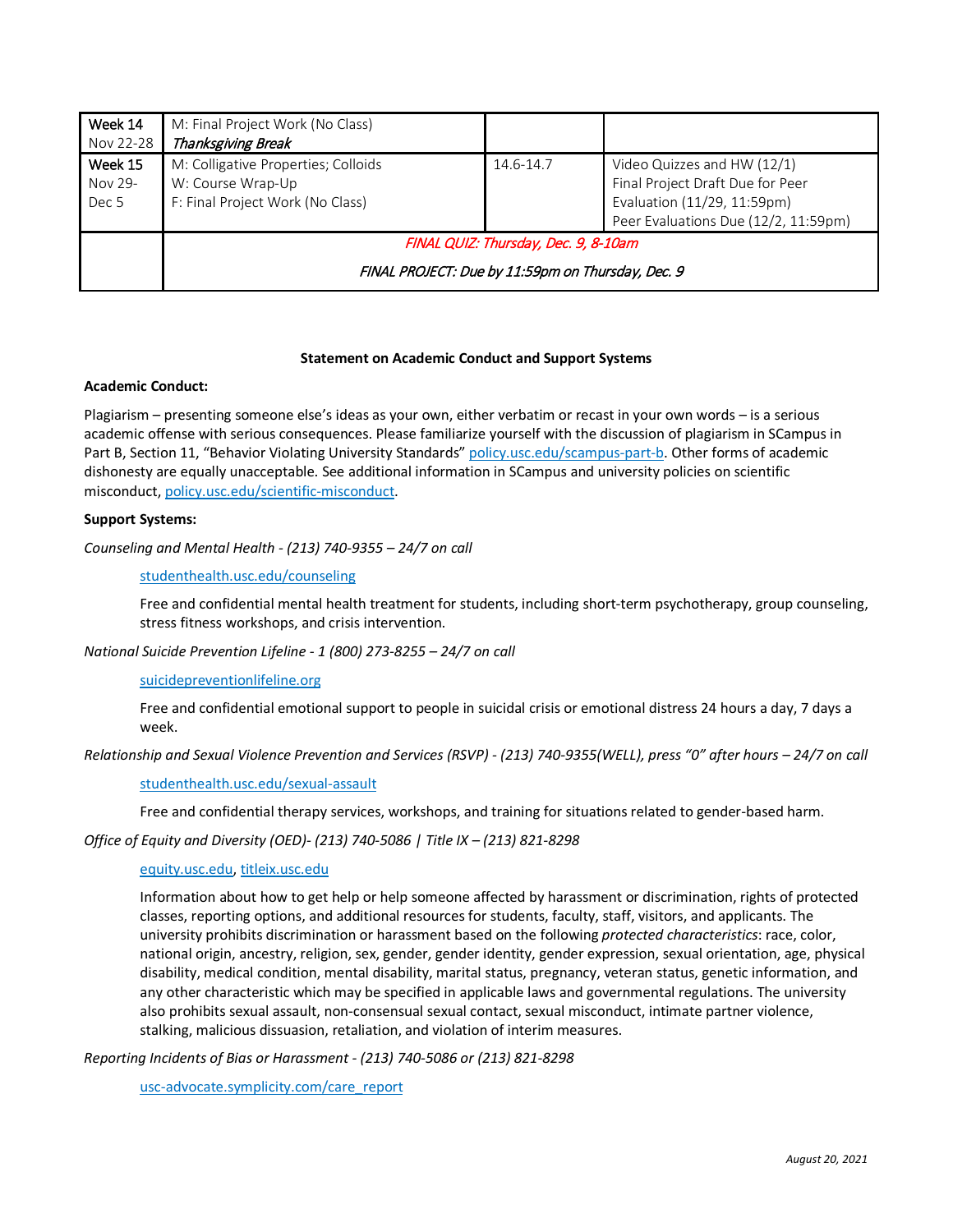| | | | |
|---|---|---|---|
| Week 14<br>Nov 22-28 | M: Final Project Work (No Class)<br>*Thanksgiving Break* | | |
| Week 15<br>Nov 29-<br>Dec 5 | M: Colligative Properties; Colloids<br>W: Course Wrap-Up<br>F: Final Project Work (No Class) | 14.6-14.7 | Video Quizzes and HW (12/1)<br>Final Project Draft Due for Peer Evaluation (11/29, 11:59pm)<br>Peer Evaluations Due (12/2, 11:59pm) |
| | *FINAL QUIZ: Thursday, Dec. 9, 8-10am*<br><br>*FINAL PROJECT: Due by 11:59pm on Thursday, Dec. 9* | | |

**Statement on Academic Conduct and Support Systems**

**Academic Conduct:**

Plagiarism – presenting someone else's ideas as your own, either verbatim or recast in your own words – is a serious academic offense with serious consequences. Please familiarize yourself with the discussion of plagiarism in SCampus in Part B, Section 11, "Behavior Violating University Standards" policy.usc.edu/scampus-part-b. Other forms of academic dishonesty are equally unacceptable. See additional information in SCampus and university policies on scientific misconduct, policy.usc.edu/scientific-misconduct.

**Support Systems:**

*Counseling and Mental Health - (213) 740-9355 – 24/7 on call*

studenthealth.usc.edu/counseling

Free and confidential mental health treatment for students, including short-term psychotherapy, group counseling, stress fitness workshops, and crisis intervention.

*National Suicide Prevention Lifeline - 1 (800) 273-8255 – 24/7 on call*

suicidepreventionlifeline.org

Free and confidential emotional support to people in suicidal crisis or emotional distress 24 hours a day, 7 days a week.

*Relationship and Sexual Violence Prevention and Services (RSVP) - (213) 740-9355(WELL), press "0" after hours – 24/7 on call*

studenthealth.usc.edu/sexual-assault

Free and confidential therapy services, workshops, and training for situations related to gender-based harm.

*Office of Equity and Diversity (OED)- (213) 740-5086 | Title IX – (213) 821-8298*

equity.usc.edu, titleix.usc.edu

Information about how to get help or help someone affected by harassment or discrimination, rights of protected classes, reporting options, and additional resources for students, faculty, staff, visitors, and applicants. The university prohibits discrimination or harassment based on the following *protected characteristics*: race, color, national origin, ancestry, religion, sex, gender, gender identity, gender expression, sexual orientation, age, physical disability, medical condition, mental disability, marital status, pregnancy, veteran status, genetic information, and any other characteristic which may be specified in applicable laws and governmental regulations. The university also prohibits sexual assault, non-consensual sexual contact, sexual misconduct, intimate partner violence, stalking, malicious dissuasion, retaliation, and violation of interim measures.

*Reporting Incidents of Bias or Harassment - (213) 740-5086 or (213) 821-8298*

usc-advocate.symplicity.com/care_report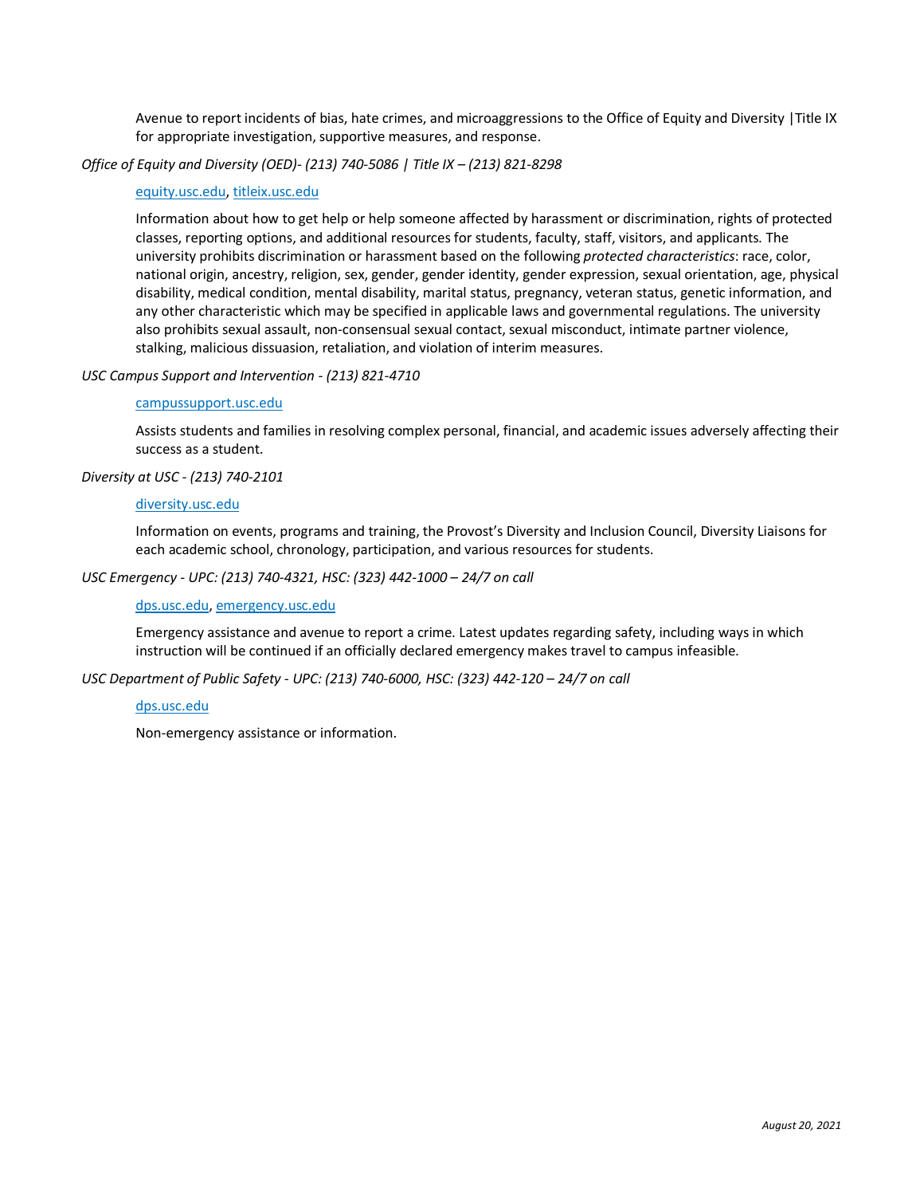Avenue to report incidents of bias, hate crimes, and microaggressions to the Office of Equity and Diversity |Title IX for appropriate investigation, supportive measures, and response.

*Office of Equity and Diversity (OED)- (213) 740-5086 | Title IX – (213) 821-8298*

[equity.usc.edu](equity.usc.edu), [titleix.usc.edu](titleix.usc.edu)

Information about how to get help or help someone affected by harassment or discrimination, rights of protected classes, reporting options, and additional resources for students, faculty, staff, visitors, and applicants. The university prohibits discrimination or harassment based on the following *protected characteristics*: race, color, national origin, ancestry, religion, sex, gender, gender identity, gender expression, sexual orientation, age, physical disability, medical condition, mental disability, marital status, pregnancy, veteran status, genetic information, and any other characteristic which may be specified in applicable laws and governmental regulations. The university also prohibits sexual assault, non-consensual sexual contact, sexual misconduct, intimate partner violence, stalking, malicious dissuasion, retaliation, and violation of interim measures.

*USC Campus Support and Intervention - (213) 821-4710*

[campussupport.usc.edu](campussupport.usc.edu)

Assists students and families in resolving complex personal, financial, and academic issues adversely affecting their success as a student.

*Diversity at USC - (213) 740-2101*

[diversity.usc.edu](diversity.usc.edu)

Information on events, programs and training, the Provost's Diversity and Inclusion Council, Diversity Liaisons for each academic school, chronology, participation, and various resources for students.

*USC Emergency - UPC: (213) 740-4321, HSC: (323) 442-1000 – 24/7 on call*

[dps.usc.edu](dps.usc.edu), [emergency.usc.edu](emergency.usc.edu)

Emergency assistance and avenue to report a crime. Latest updates regarding safety, including ways in which instruction will be continued if an officially declared emergency makes travel to campus infeasible.

*USC Department of Public Safety - UPC: (213) 740-6000, HSC: (323) 442-120 – 24/7 on call*

[dps.usc.edu](dps.usc.edu)

Non-emergency assistance or information.

*August 20, 2021*